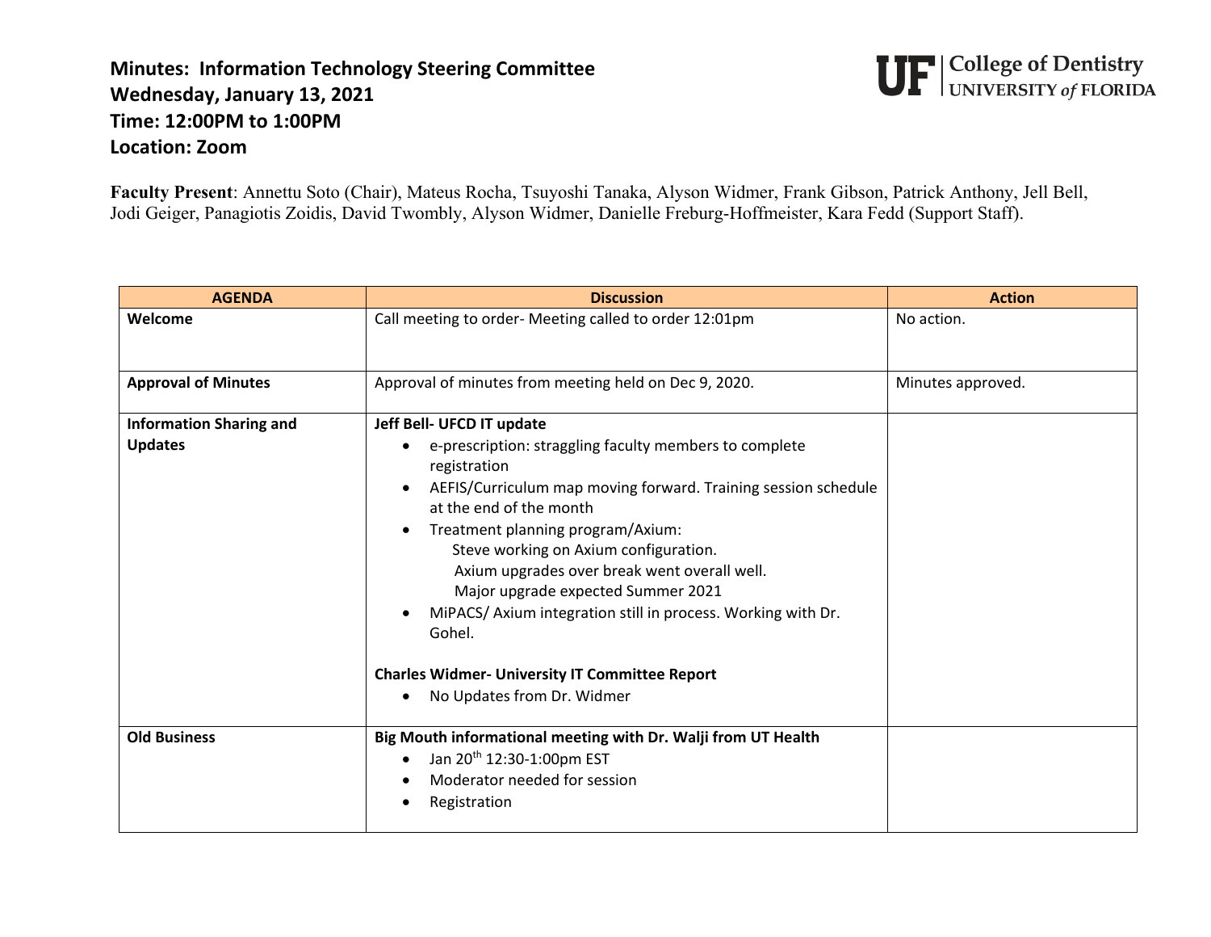# Minutes: Information Technology Steering Committee
**Wednesday, January 13, 2021**
**Time: 12:00PM to 1:00PM**
**Location: Zoom**

**UF | College of Dentistry UNIVERSITY of FLORIDA**

**Faculty Present**: Annettu Soto (Chair), Mateus Rocha, Tsuyoshi Tanaka, Alyson Widmer, Frank Gibson, Patrick Anthony, Jell Bell, Jodi Geiger, Panagiotis Zoidis, David Twombly, Alyson Widmer, Danielle Freburg-Hoffmeister, Kara Fedd (Support Staff).

| AGENDA | Discussion | Action |
|---|---|---|
| **Welcome** | Call meeting to order- Meeting called to order 12:01pm | No action. |
| **Approval of Minutes** | Approval of minutes from meeting held on Dec 9, 2020. | Minutes approved. |
| **Information Sharing and Updates** | **Jeff Bell- UFCD IT update**<br>• e-prescription: straggling faculty members to complete registration<br>• AEFIS/Curriculum map moving forward. Training session schedule at the end of the month<br>• Treatment planning program/Axium:<br>Steve working on Axium configuration.<br>Axium upgrades over break went overall well.<br>Major upgrade expected Summer 2021<br>• MiPACS/ Axium integration still in process. Working with Dr. Gohel.<br><br>**Charles Widmer- University IT Committee Report**<br>• No Updates from Dr. Widmer | |
| **Old Business** | **Big Mouth informational meeting with Dr. Walji from UT Health**<br>• Jan 20th 12:30-1:00pm EST<br>• Moderator needed for session<br>• Registration | |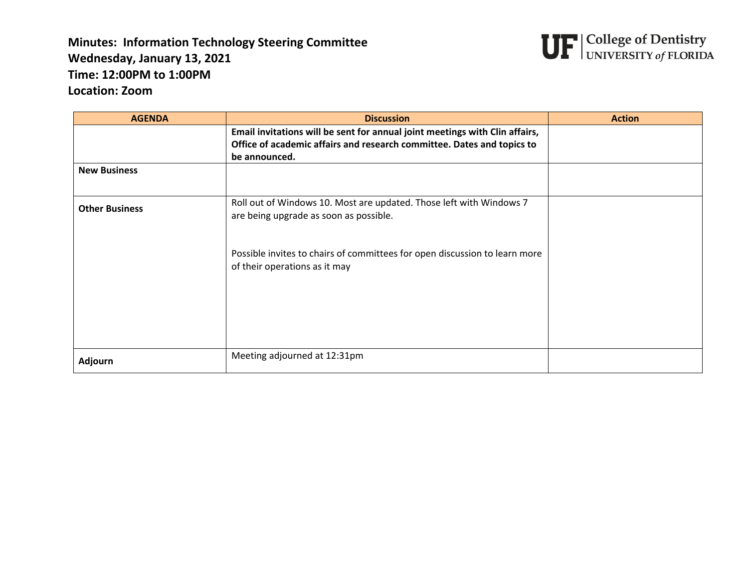**Minutes: Information Technology Steering Committee**
**Wednesday, January 13, 2021**
**Time: 12:00PM to 1:00PM**
**Location: Zoom**

UF | College of Dentistry UNIVERSITY *of* FLORIDA

| AGENDA | Discussion | Action |
|---|---|---|
| | **Email invitations will be sent for annual joint meetings with Clin affairs, Office of academic affairs and research committee. Dates and topics to be announced.** | |
| **New Business** | | |
| **Other Business** | Roll out of Windows 10. Most are updated. Those left with Windows 7 are being upgrade as soon as possible.<br><br>Possible invites to chairs of committees for open discussion to learn more of their operations as it may | |
| **Adjourn** | Meeting adjourned at 12:31pm | |